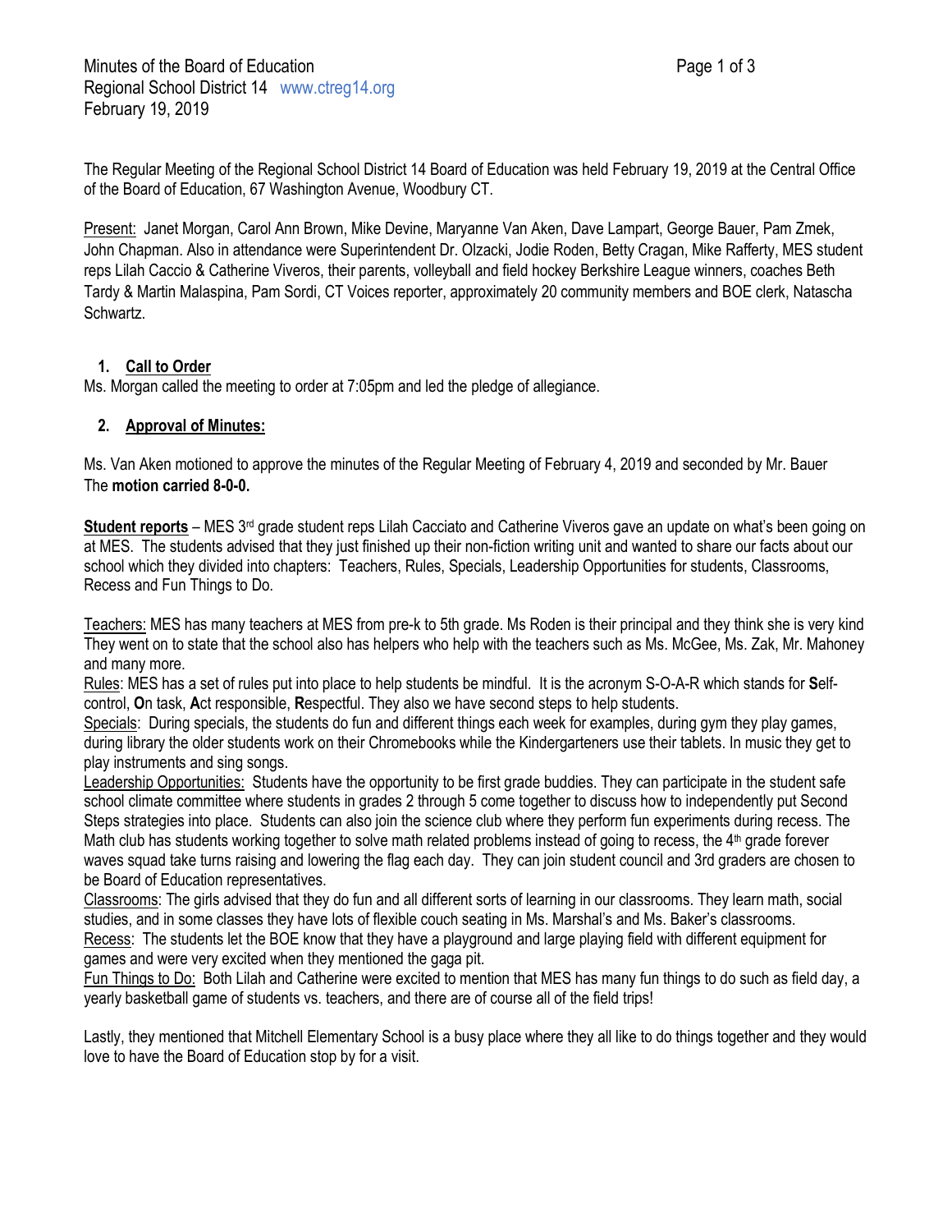Minutes of the Board of Education
Regional School District 14 www.ctreg14.org
February 19, 2019

The Regular Meeting of the Regional School District 14 Board of Education was held February 19, 2019 at the Central Office of the Board of Education, 67 Washington Avenue, Woodbury CT.

Present: Janet Morgan, Carol Ann Brown, Mike Devine, Maryanne Van Aken, Dave Lampart, George Bauer, Pam Zmek, John Chapman. Also in attendance were Superintendent Dr. Olzacki, Jodie Roden, Betty Cragan, Mike Rafferty, MES student reps Lilah Caccio & Catherine Viveros, their parents, volleyball and field hockey Berkshire League winners, coaches Beth Tardy & Martin Malaspina, Pam Sordi, CT Voices reporter, approximately 20 community members and BOE clerk, Natascha Schwartz.

1. **Call to Order**

Ms. Morgan called the meeting to order at 7:05pm and led the pledge of allegiance.

2. **Approval of Minutes:**

Ms. Van Aken motioned to approve the minutes of the Regular Meeting of February 4, 2019 and seconded by Mr. Bauer
The **motion carried 8-0-0.**

**Student reports** – MES 3rd grade student reps Lilah Cacciato and Catherine Viveros gave an update on what's been going on at MES. The students advised that they just finished up their non-fiction writing unit and wanted to share our facts about our school which they divided into chapters: Teachers, Rules, Specials, Leadership Opportunities for students, Classrooms, Recess and Fun Things to Do.

Teachers: MES has many teachers at MES from pre-k to 5th grade. Ms Roden is their principal and they think she is very kind They went on to state that the school also has helpers who help with the teachers such as Ms. McGee, Ms. Zak, Mr. Mahoney and many more.
Rules: MES has a set of rules put into place to help students be mindful. It is the acronym S-O-A-R which stands for **S**elf-control, **O**n task, **A**ct responsible, **R**espectful. They also we have second steps to help students.
Specials: During specials, the students do fun and different things each week for examples, during gym they play games, during library the older students work on their Chromebooks while the Kindergarteners use their tablets. In music they get to play instruments and sing songs.
Leadership Opportunities: Students have the opportunity to be first grade buddies. They can participate in the student safe school climate committee where students in grades 2 through 5 come together to discuss how to independently put Second Steps strategies into place. Students can also join the science club where they perform fun experiments during recess. The Math club has students working together to solve math related problems instead of going to recess, the 4th grade forever waves squad take turns raising and lowering the flag each day. They can join student council and 3rd graders are chosen to be Board of Education representatives.
Classrooms: The girls advised that they do fun and all different sorts of learning in our classrooms. They learn math, social studies, and in some classes they have lots of flexible couch seating in Ms. Marshal's and Ms. Baker's classrooms.
Recess: The students let the BOE know that they have a playground and large playing field with different equipment for games and were very excited when they mentioned the gaga pit.
Fun Things to Do: Both Lilah and Catherine were excited to mention that MES has many fun things to do such as field day, a yearly basketball game of students vs. teachers, and there are of course all of the field trips!

Lastly, they mentioned that Mitchell Elementary School is a busy place where they all like to do things together and they would love to have the Board of Education stop by for a visit.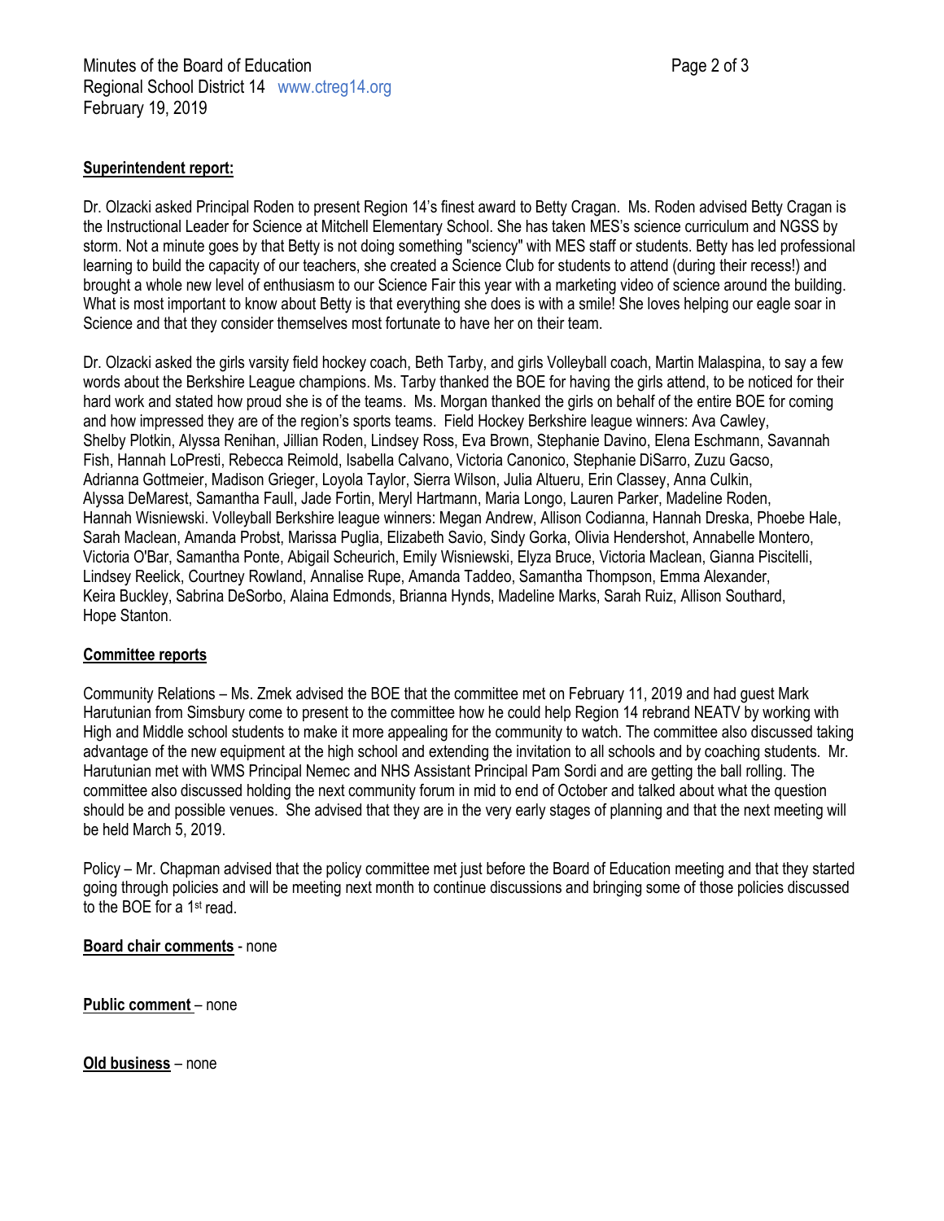**Superintendent report:**

Dr. Olzacki asked Principal Roden to present Region 14's finest award to Betty Cragan. Ms. Roden advised Betty Cragan is the Instructional Leader for Science at Mitchell Elementary School. She has taken MES's science curriculum and NGSS by storm. Not a minute goes by that Betty is not doing something "sciency" with MES staff or students. Betty has led professional learning to build the capacity of our teachers, she created a Science Club for students to attend (during their recess!) and brought a whole new level of enthusiasm to our Science Fair this year with a marketing video of science around the building. What is most important to know about Betty is that everything she does is with a smile! She loves helping our eagle soar in Science and that they consider themselves most fortunate to have her on their team.

Dr. Olzacki asked the girls varsity field hockey coach, Beth Tarby, and girls Volleyball coach, Martin Malaspina, to say a few words about the Berkshire League champions. Ms. Tarby thanked the BOE for having the girls attend, to be noticed for their hard work and stated how proud she is of the teams. Ms. Morgan thanked the girls on behalf of the entire BOE for coming and how impressed they are of the region's sports teams. Field Hockey Berkshire league winners: Ava Cawley, Shelby Plotkin, Alyssa Renihan, Jillian Roden, Lindsey Ross, Eva Brown, Stephanie Davino, Elena Eschmann, Savannah Fish, Hannah LoPresti, Rebecca Reimold, Isabella Calvano, Victoria Canonico, Stephanie DiSarro, Zuzu Gacso, Adrianna Gottmeier, Madison Grieger, Loyola Taylor, Sierra Wilson, Julia Altueru, Erin Classey, Anna Culkin, Alyssa DeMarest, Samantha Faull, Jade Fortin, Meryl Hartmann, Maria Longo, Lauren Parker, Madeline Roden, Hannah Wisniewski. Volleyball Berkshire league winners: Megan Andrew, Allison Codianna, Hannah Dreska, Phoebe Hale, Sarah Maclean, Amanda Probst, Marissa Puglia, Elizabeth Savio, Sindy Gorka, Olivia Hendershot, Annabelle Montero, Victoria O'Bar, Samantha Ponte, Abigail Scheurich, Emily Wisniewski, Elyza Bruce, Victoria Maclean, Gianna Piscitelli, Lindsey Reelick, Courtney Rowland, Annalise Rupe, Amanda Taddeo, Samantha Thompson, Emma Alexander, Keira Buckley, Sabrina DeSorbo, Alaina Edmonds, Brianna Hynds, Madeline Marks, Sarah Ruiz, Allison Southard, Hope Stanton.

**Committee reports**

Community Relations – Ms. Zmek advised the BOE that the committee met on February 11, 2019 and had guest Mark Harutunian from Simsbury come to present to the committee how he could help Region 14 rebrand NEATV by working with High and Middle school students to make it more appealing for the community to watch. The committee also discussed taking advantage of the new equipment at the high school and extending the invitation to all schools and by coaching students. Mr. Harutunian met with WMS Principal Nemec and NHS Assistant Principal Pam Sordi and are getting the ball rolling. The committee also discussed holding the next community forum in mid to end of October and talked about what the question should be and possible venues. She advised that they are in the very early stages of planning and that the next meeting will be held March 5, 2019.

Policy – Mr. Chapman advised that the policy committee met just before the Board of Education meeting and that they started going through policies and will be meeting next month to continue discussions and bringing some of those policies discussed to the BOE for a 1st read.

**Board chair comments** - none

**Public comment** – none

**Old business** – none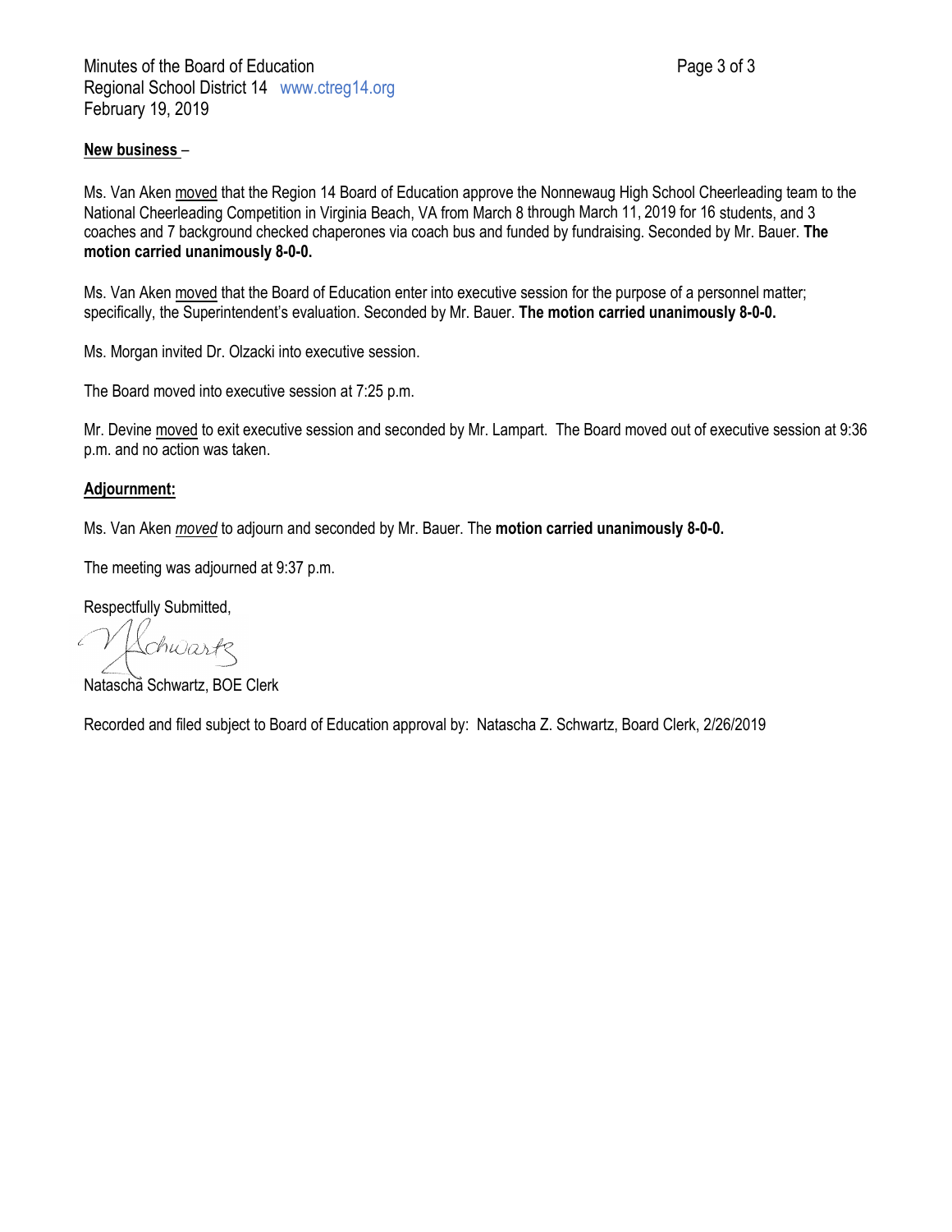**New business** –

Ms. Van Aken moved that the Region 14 Board of Education approve the Nonnewaug High School Cheerleading team to the National Cheerleading Competition in Virginia Beach, VA from March 8 through March 11, 2019 for 16 students, and 3 coaches and 7 background checked chaperones via coach bus and funded by fundraising. Seconded by Mr. Bauer. **The motion carried unanimously 8-0-0.**

Ms. Van Aken moved that the Board of Education enter into executive session for the purpose of a personnel matter; specifically, the Superintendent's evaluation. Seconded by Mr. Bauer. **The motion carried unanimously 8-0-0.**

Ms. Morgan invited Dr. Olzacki into executive session.

The Board moved into executive session at 7:25 p.m.

Mr. Devine moved to exit executive session and seconded by Mr. Lampart. The Board moved out of executive session at 9:36 p.m. and no action was taken.

**Adjournment:**

Ms. Van Aken *moved* to adjourn and seconded by Mr. Bauer. The **motion carried unanimously 8-0-0.**

The meeting was adjourned at 9:37 p.m.

Respectfully Submitted,

N Schwartz

Natascha Schwartz, BOE Clerk

Recorded and filed subject to Board of Education approval by: Natascha Z. Schwartz, Board Clerk, 2/26/2019